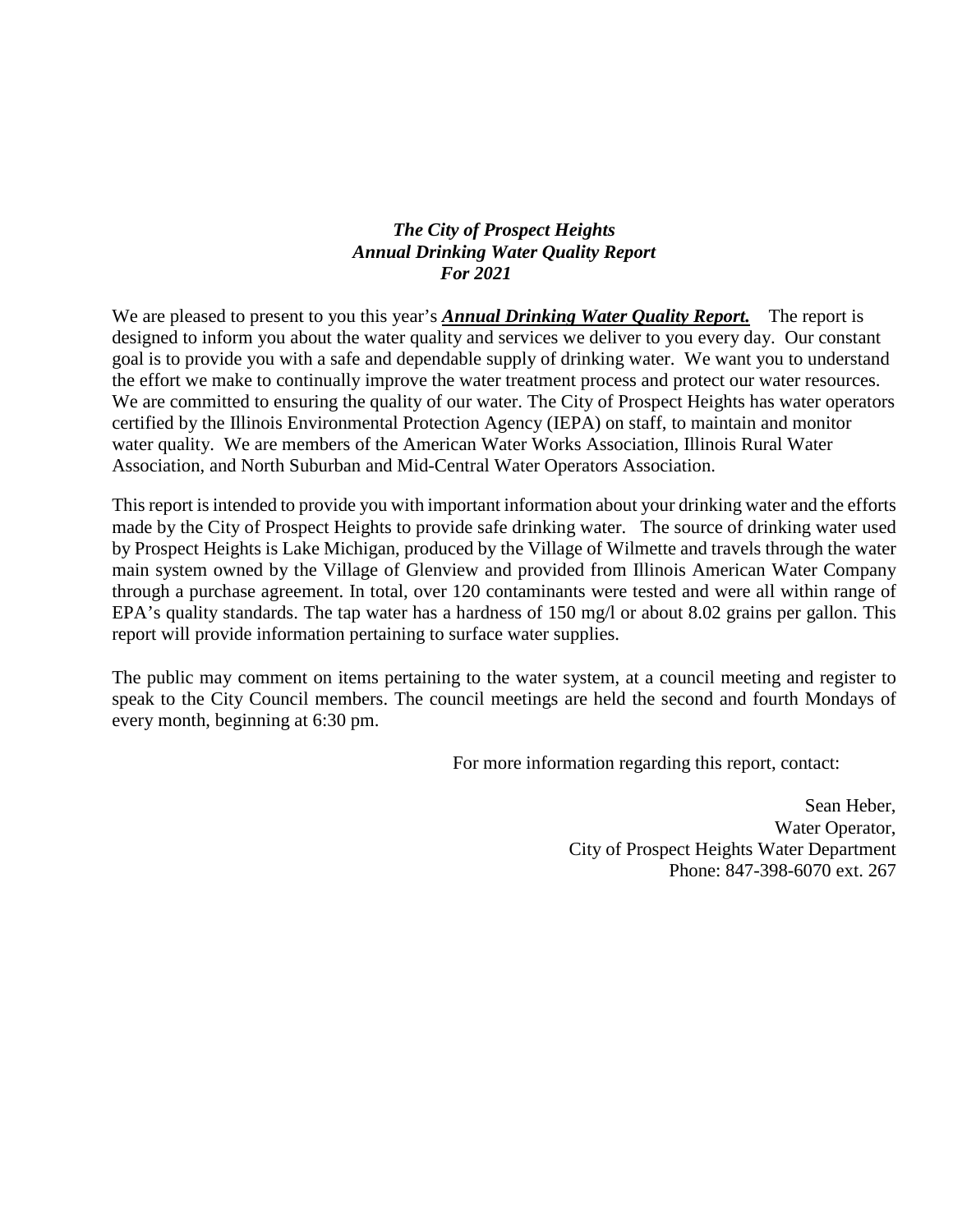***The City of Prospect Heights***
***Annual Drinking Water Quality Report***
***For 2021***

We are pleased to present to you this year's ***Annual Drinking Water Quality Report.*** The report is designed to inform you about the water quality and services we deliver to you every day. Our constant goal is to provide you with a safe and dependable supply of drinking water. We want you to understand the effort we make to continually improve the water treatment process and protect our water resources. We are committed to ensuring the quality of our water. The City of Prospect Heights has water operators certified by the Illinois Environmental Protection Agency (IEPA) on staff, to maintain and monitor water quality. We are members of the American Water Works Association, Illinois Rural Water Association, and North Suburban and Mid-Central Water Operators Association.

This report is intended to provide you with important information about your drinking water and the efforts made by the City of Prospect Heights to provide safe drinking water. The source of drinking water used by Prospect Heights is Lake Michigan, produced by the Village of Wilmette and travels through the water main system owned by the Village of Glenview and provided from Illinois American Water Company through a purchase agreement. In total, over 120 contaminants were tested and were all within range of EPA's quality standards. The tap water has a hardness of 150 mg/l or about 8.02 grains per gallon. This report will provide information pertaining to surface water supplies.

The public may comment on items pertaining to the water system, at a council meeting and register to speak to the City Council members. The council meetings are held the second and fourth Mondays of every month, beginning at 6:30 pm.

For more information regarding this report, contact:

Sean Heber,
Water Operator,
City of Prospect Heights Water Department
Phone: 847-398-6070 ext. 267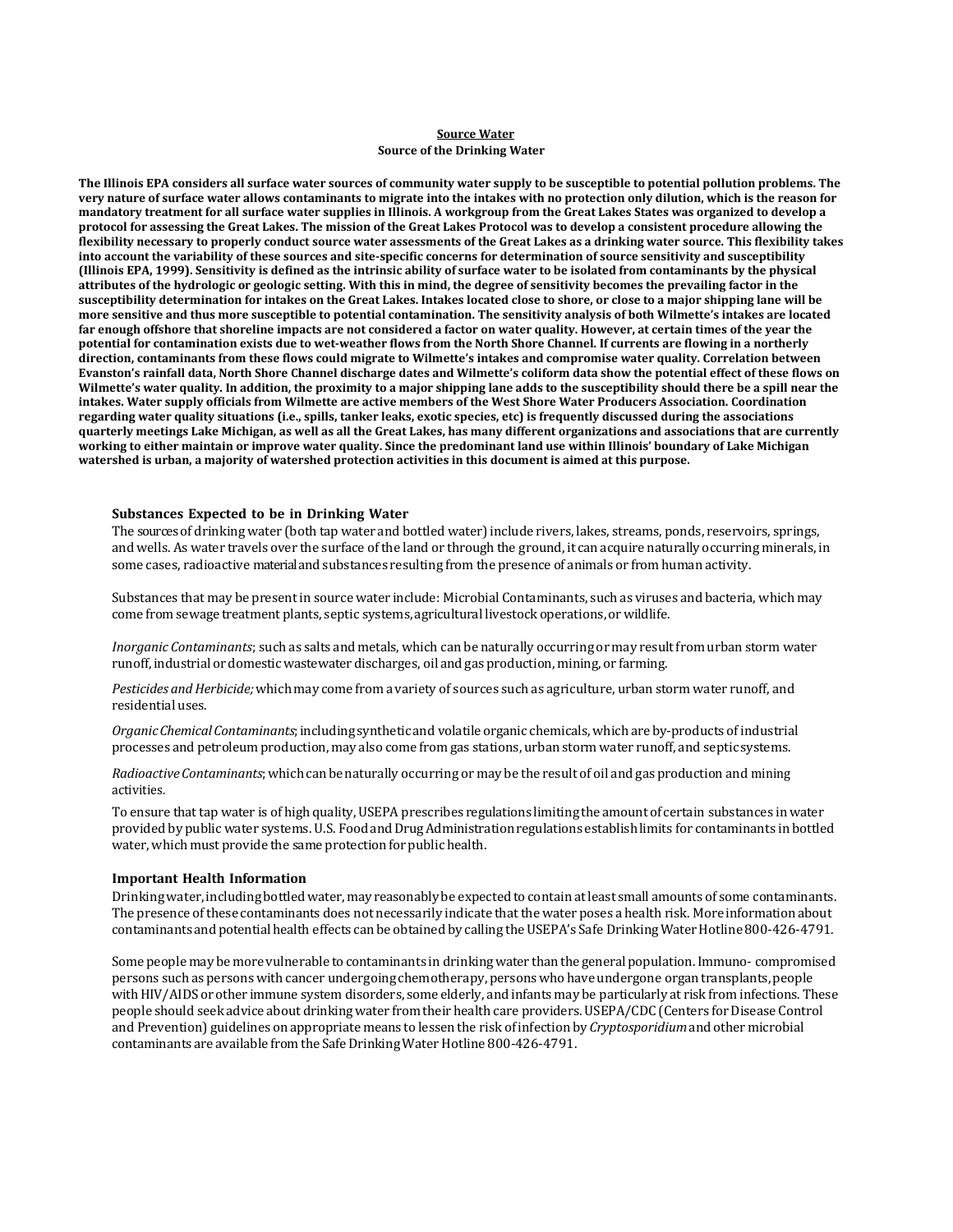**Source Water**

**Source of the Drinking Water**

**The Illinois EPA considers all surface water sources of community water supply to be susceptible to potential pollution problems. The very nature of surface water allows contaminants to migrate into the intakes with no protection only dilution, which is the reason for mandatory treatment for all surface water supplies in Illinois. A workgroup from the Great Lakes States was organized to develop a protocol for assessing the Great Lakes. The mission of the Great Lakes Protocol was to develop a consistent procedure allowing the flexibility necessary to properly conduct source water assessments of the Great Lakes as a drinking water source. This flexibility takes into account the variability of these sources and site-specific concerns for determination of source sensitivity and susceptibility (Illinois EPA, 1999). Sensitivity is defined as the intrinsic ability of surface water to be isolated from contaminants by the physical attributes of the hydrologic or geologic setting. With this in mind, the degree of sensitivity becomes the prevailing factor in the susceptibility determination for intakes on the Great Lakes. Intakes located close to shore, or close to a major shipping lane will be more sensitive and thus more susceptible to potential contamination. The sensitivity analysis of both Wilmette's intakes are located far enough offshore that shoreline impacts are not considered a factor on water quality. However, at certain times of the year the potential for contamination exists due to wet-weather flows from the North Shore Channel. If currents are flowing in a northerly direction, contaminants from these flows could migrate to Wilmette's intakes and compromise water quality. Correlation between Evanston's rainfall data, North Shore Channel discharge dates and Wilmette's coliform data show the potential effect of these flows on Wilmette's water quality. In addition, the proximity to a major shipping lane adds to the susceptibility should there be a spill near the intakes. Water supply officials from Wilmette are active members of the West Shore Water Producers Association. Coordination regarding water quality situations (i.e., spills, tanker leaks, exotic species, etc) is frequently discussed during the associations quarterly meetings Lake Michigan, as well as all the Great Lakes, has many different organizations and associations that are currently working to either maintain or improve water quality. Since the predominant land use within Illinois' boundary of Lake Michigan watershed is urban, a majority of watershed protection activities in this document is aimed at this purpose.**

### Substances Expected to be in Drinking Water

The sources of drinking water (both tap water and bottled water) include rivers, lakes, streams, ponds, reservoirs, springs, and wells. As water travels over the surface of the land or through the ground, it can acquire naturally occurring minerals, in some cases, radioactive material and substances resulting from the presence of animals or from human activity.

Substances that may be present in source water include: Microbial Contaminants, such as viruses and bacteria, which may come from sewage treatment plants, septic systems, agricultural livestock operations, or wildlife.

*Inorganic Contaminants*; such as salts and metals, which can be naturally occurring or may result from urban storm water runoff, industrial or domestic wastewater discharges, oil and gas production, mining, or farming.

*Pesticides and Herbicide;* which may come from a variety of sources such as agriculture, urban storm water runoff, and residential uses.

*Organic Chemical Contaminants*; including synthetic and volatile organic chemicals, which are by-products of industrial processes and petroleum production, may also come from gas stations, urban storm water runoff, and septic systems.

*Radioactive Contaminants*; which can be naturally occurring or may be the result of oil and gas production and mining activities.

To ensure that tap water is of high quality, USEPA prescribes regulations limiting the amount of certain substances in water provided by public water systems. U.S. Food and Drug Administration regulations establish limits for contaminants in bottled water, which must provide the same protection for public health.

### Important Health Information

Drinking water, including bottled water, may reasonably be expected to contain at least small amounts of some contaminants. The presence of these contaminants does not necessarily indicate that the water poses a health risk. More information about contaminants and potential health effects can be obtained by calling the USEPA's Safe Drinking Water Hotline 800-426-4791.

Some people may be more vulnerable to contaminants in drinking water than the general population. Immuno- compromised persons such as persons with cancer undergoing chemotherapy, persons who have undergone organ transplants, people with HIV/AIDS or other immune system disorders, some elderly, and infants may be particularly at risk from infections. These people should seek advice about drinking water from their health care providers. USEPA/CDC (Centers for Disease Control and Prevention) guidelines on appropriate means to lessen the risk of infection by *Cryptosporidium* and other microbial contaminants are available from the Safe Drinking Water Hotline 800-426-4791.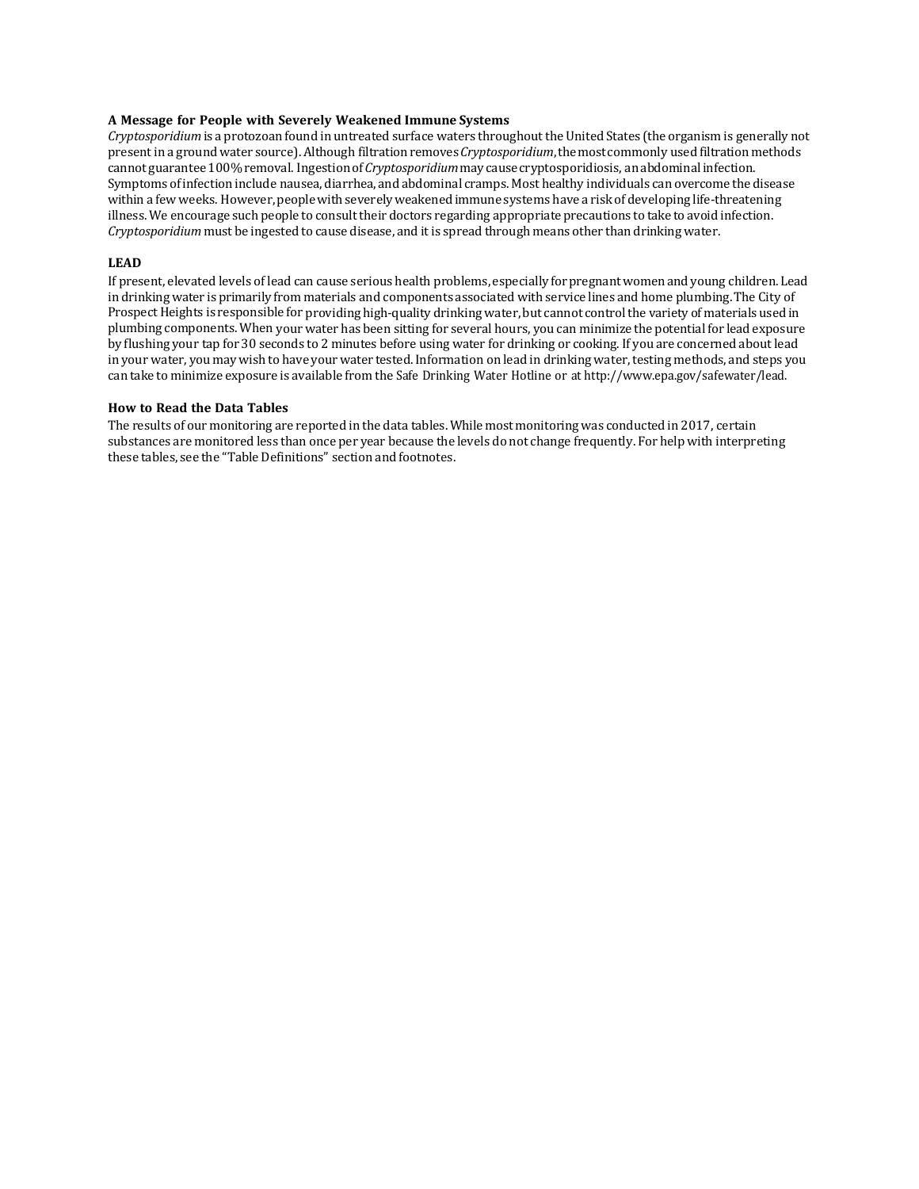### A Message for People with Severely Weakened Immune Systems

*Cryptosporidium* is a protozoan found in untreated surface waters throughout the United States (the organism is generally not present in a ground water source). Although filtration removes *Cryptosporidium*, the most commonly used filtration methods cannot guarantee 100% removal. Ingestion of *Cryptosporidium* may cause cryptosporidiosis, an abdominal infection. Symptoms of infection include nausea, diarrhea, and abdominal cramps. Most healthy individuals can overcome the disease within a few weeks. However, people with severely weakened immune systems have a risk of developing life-threatening illness. We encourage such people to consult their doctors regarding appropriate precautions to take to avoid infection. *Cryptosporidium* must be ingested to cause disease, and it is spread through means other than drinking water.

### LEAD

If present, elevated levels of lead can cause serious health problems, especially for pregnant women and young children. Lead in drinking water is primarily from materials and components associated with service lines and home plumbing. The City of Prospect Heights is responsible for providing high-quality drinking water, but cannot control the variety of materials used in plumbing components. When your water has been sitting for several hours, you can minimize the potential for lead exposure by flushing your tap for 30 seconds to 2 minutes before using water for drinking or cooking. If you are concerned about lead in your water, you may wish to have your water tested. Information on lead in drinking water, testing methods, and steps you can take to minimize exposure is available from the Safe Drinking Water Hotline or at http://www.epa.gov/safewater/lead.

### How to Read the Data Tables

The results of our monitoring are reported in the data tables. While most monitoring was conducted in 2017, certain substances are monitored less than once per year because the levels do not change frequently. For help with interpreting these tables, see the "Table Definitions" section and footnotes.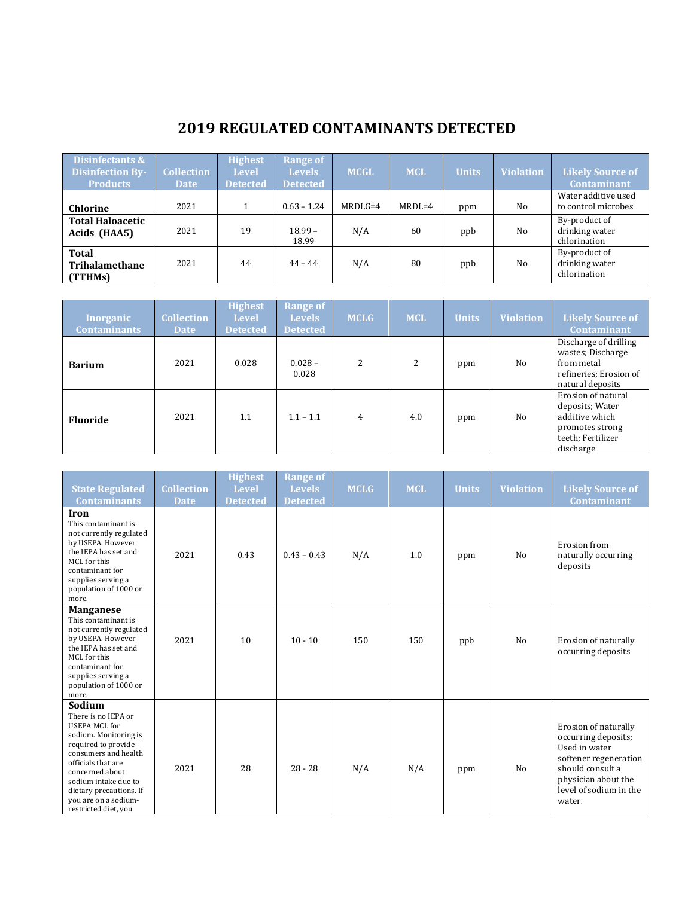# 2019 REGULATED CONTAMINANTS DETECTED

| Disinfectants & Disinfection By-Products | Collection Date | Highest Level Detected | Range of Levels Detected | MCGL | MCL | Units | Violation | Likely Source of Contaminant |
|---|---|---|---|---|---|---|---|---|
| **Chlorine** | 2021 | 1 | 0.63 – 1.24 | MRDLG=4 | MRDL=4 | ppm | No | Water additive used to control microbes |
| **Total Haloacetic Acids (HAA5)** | 2021 | 19 | 18.99 – 18.99 | N/A | 60 | ppb | No | By-product of drinking water chlorination |
| **Total Trihalamethane (TTHMs)** | 2021 | 44 | 44 – 44 | N/A | 80 | ppb | No | By-product of drinking water chlorination |

| Inorganic Contaminants | Collection Date | Highest Level Detected | Range of Levels Detected | MCLG | MCL | Units | Violation | Likely Source of Contaminant |
|---|---|---|---|---|---|---|---|---|
| **Barium** | 2021 | 0.028 | 0.028 – 0.028 | 2 | 2 | ppm | No | Discharge of drilling wastes; Discharge from metal refineries; Erosion of natural deposits |
| **Fluoride** | 2021 | 1.1 | 1.1 – 1.1 | 4 | 4.0 | ppm | No | Erosion of natural deposits; Water additive which promotes strong teeth; Fertilizer discharge |

| State Regulated Contaminants | Collection Date | Highest Level Detected | Range of Levels Detected | MCLG | MCL | Units | Violation | Likely Source of Contaminant |
|---|---|---|---|---|---|---|---|---|
| **Iron** This contaminant is not currently regulated by USEPA. However the IEPA has set and MCL for this contaminant for supplies serving a population of 1000 or more. | 2021 | 0.43 | 0.43 – 0.43 | N/A | 1.0 | ppm | No | Erosion from naturally occurring deposits |
| **Manganese** This contaminant is not currently regulated by USEPA. However the IEPA has set and MCL for this contaminant for supplies serving a population of 1000 or more. | 2021 | 10 | 10 - 10 | 150 | 150 | ppb | No | Erosion of naturally occurring deposits |
| **Sodium** There is no IEPA or USEPA MCL for sodium. Monitoring is required to provide consumers and health officials that are concerned about sodium intake due to dietary precautions. If you are on a sodium-restricted diet, you | 2021 | 28 | 28 - 28 | N/A | N/A | ppm | No | Erosion of naturally occurring deposits; Used in water softener regeneration should consult a physician about the level of sodium in the water. |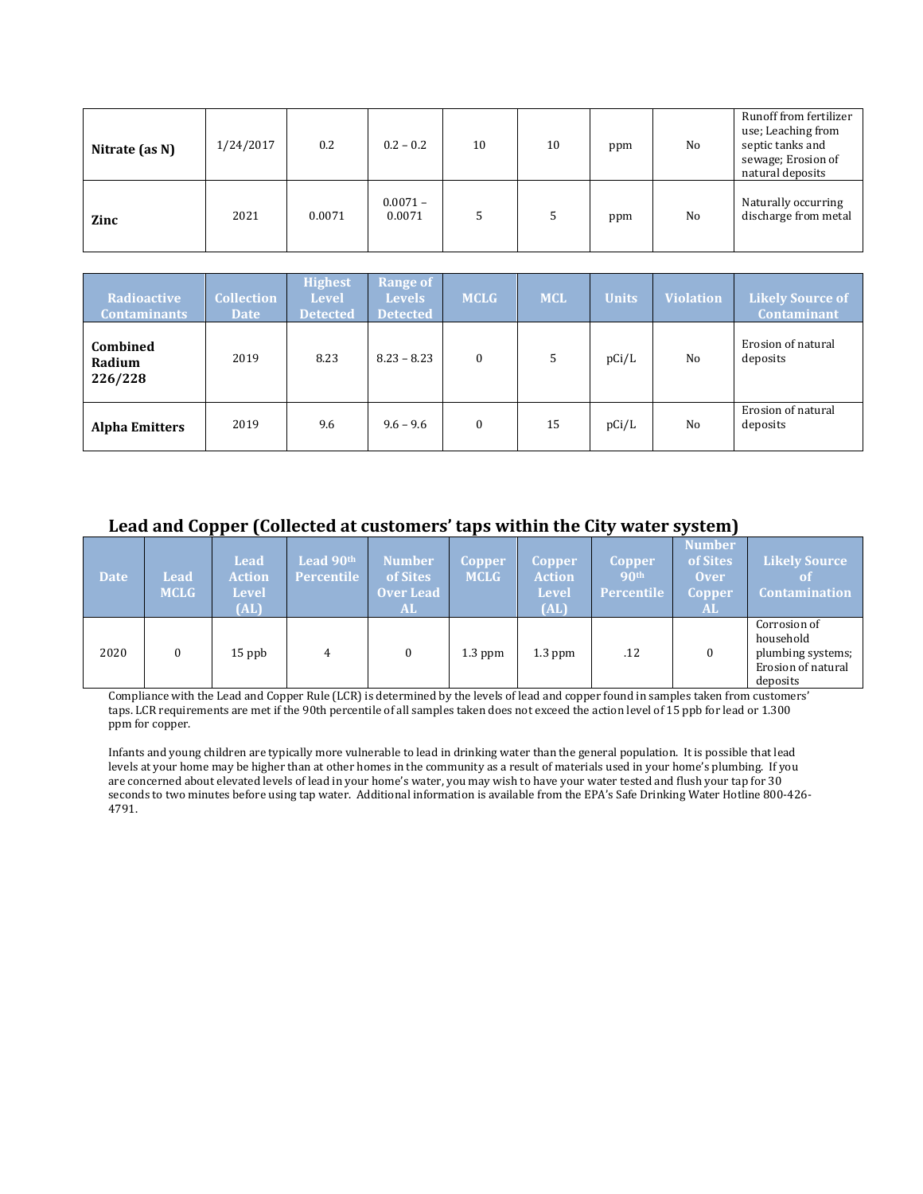| Nitrate (as N) | 1/24/2017 | 0.2 | 0.2 – 0.2 | 10 | 10 | ppm | No | Runoff from fertilizer use; Leaching from septic tanks and sewage; Erosion of natural deposits |
|---|---|---|---|---|---|---|---|---|
| **Zinc** | 2021 | 0.0071 | 0.0071 – 0.0071 | 5 | 5 | ppm | No | Naturally occurring discharge from metal |

| Radioactive Contaminants | Collection Date | Highest Level Detected | Range of Levels Detected | MCLG | MCL | Units | Violation | Likely Source of Contaminant |
|---|---|---|---|---|---|---|---|---|
| **Combined Radium 226/228** | 2019 | 8.23 | 8.23 – 8.23 | 0 | 5 | pCi/L | No | Erosion of natural deposits |
| **Alpha Emitters** | 2019 | 9.6 | 9.6 – 9.6 | 0 | 15 | pCi/L | No | Erosion of natural deposits |

## Lead and Copper (Collected at customers' taps within the City water system)

| Date | Lead MCLG | Lead Action Level (AL) | Lead 90th Percentile | Number of Sites Over Lead AL | Copper MCLG | Copper Action Level (AL) | Copper 90th Percentile | Number of Sites Over Copper AL | Likely Source of Contamination |
|---|---|---|---|---|---|---|---|---|---|
| 2020 | 0 | 15 ppb | 4 | 0 | 1.3 ppm | 1.3 ppm | .12 | 0 | Corrosion of household plumbing systems; Erosion of natural deposits |

Compliance with the Lead and Copper Rule (LCR) is determined by the levels of lead and copper found in samples taken from customers' taps. LCR requirements are met if the 90th percentile of all samples taken does not exceed the action level of 15 ppb for lead or 1.300 ppm for copper.

Infants and young children are typically more vulnerable to lead in drinking water than the general population. It is possible that lead levels at your home may be higher than at other homes in the community as a result of materials used in your home's plumbing. If you are concerned about elevated levels of lead in your home's water, you may wish to have your water tested and flush your tap for 30 seconds to two minutes before using tap water. Additional information is available from the EPA's Safe Drinking Water Hotline 800-426-4791.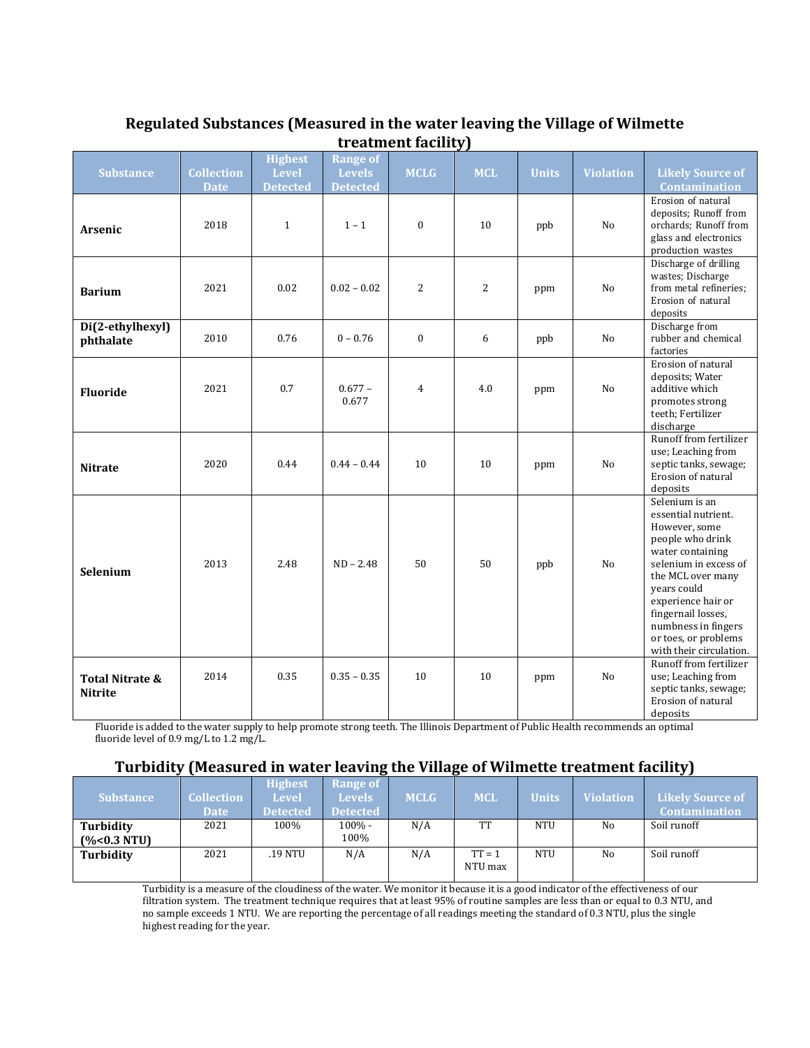## Regulated Substances (Measured in the water leaving the Village of Wilmette treatment facility)

| Substance | Collection Date | Highest Level Detected | Range of Levels Detected | MCLG | MCL | Units | Violation | Likely Source of Contamination |
|---|---|---|---|---|---|---|---|---|
| **Arsenic** | 2018 | 1 | 1 – 1 | 0 | 10 | ppb | No | Erosion of natural deposits; Runoff from orchards; Runoff from glass and electronics production wastes |
| **Barium** | 2021 | 0.02 | 0.02 – 0.02 | 2 | 2 | ppm | No | Discharge of drilling wastes; Discharge from metal refineries; Erosion of natural deposits |
| **Di(2-ethylhexyl) phthalate** | 2010 | 0.76 | 0 – 0.76 | 0 | 6 | ppb | No | Discharge from rubber and chemical factories |
| **Fluoride** | 2021 | 0.7 | 0.677 – 0.677 | 4 | 4.0 | ppm | No | Erosion of natural deposits; Water additive which promotes strong teeth; Fertilizer discharge |
| **Nitrate** | 2020 | 0.44 | 0.44 – 0.44 | 10 | 10 | ppm | No | Runoff from fertilizer use; Leaching from septic tanks, sewage; Erosion of natural deposits |
| **Selenium** | 2013 | 2.48 | ND – 2.48 | 50 | 50 | ppb | No | Selenium is an essential nutrient. However, some people who drink water containing selenium in excess of the MCL over many years could experience hair or fingernail losses, numbness in fingers or toes, or problems with their circulation. |
| **Total Nitrate & Nitrite** | 2014 | 0.35 | 0.35 – 0.35 | 10 | 10 | ppm | No | Runoff from fertilizer use; Leaching from septic tanks, sewage; Erosion of natural deposits |

Fluoride is added to the water supply to help promote strong teeth. The Illinois Department of Public Health recommends an optimal fluoride level of 0.9 mg/L to 1.2 mg/L.

## Turbidity (Measured in water leaving the Village of Wilmette treatment facility)

| Substance | Collection Date | Highest Level Detected | Range of Levels Detected | MCLG | MCL | Units | Violation | Likely Source of Contamination |
|---|---|---|---|---|---|---|---|---|
| **Turbidity (%<0.3 NTU)** | 2021 | 100% | 100% - 100% | N/A | TT | NTU | No | Soil runoff |
| **Turbidity** | 2021 | .19 NTU | N/A | N/A | TT = 1 NTU max | NTU | No | Soil runoff |

Turbidity is a measure of the cloudiness of the water. We monitor it because it is a good indicator of the effectiveness of our filtration system. The treatment technique requires that at least 95% of routine samples are less than or equal to 0.3 NTU, and no sample exceeds 1 NTU. We are reporting the percentage of all readings meeting the standard of 0.3 NTU, plus the single highest reading for the year.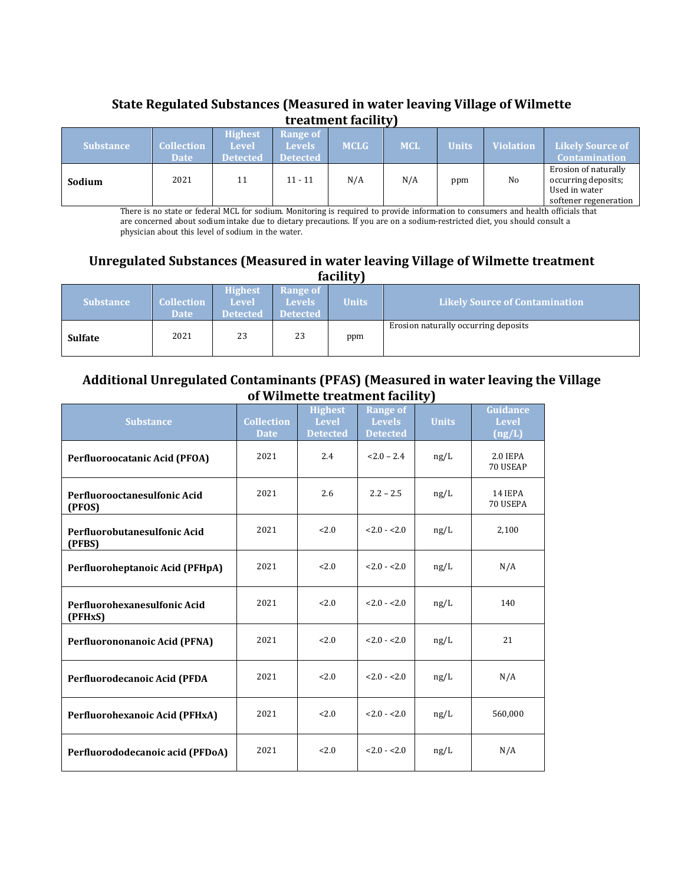## State Regulated Substances (Measured in water leaving Village of Wilmette treatment facility)

| Substance | Collection Date | Highest Level Detected | Range of Levels Detected | MCLG | MCL | Units | Violation | Likely Source of Contamination |
|---|---|---|---|---|---|---|---|---|
| **Sodium** | 2021 | 11 | 11 - 11 | N/A | N/A | ppm | No | Erosion of naturally occurring deposits; Used in water softener regeneration |

There is no state or federal MCL for sodium. Monitoring is required to provide information to consumers and health officials that are concerned about sodium intake due to dietary precautions. If you are on a sodium-restricted diet, you should consult a physician about this level of sodium in the water.

## Unregulated Substances (Measured in water leaving Village of Wilmette treatment facility)

| Substance | Collection Date | Highest Level Detected | Range of Levels Detected | Units | Likely Source of Contamination |
|---|---|---|---|---|---|
| **Sulfate** | 2021 | 23 | 23 | ppm | Erosion naturally occurring deposits |

## Additional Unregulated Contaminants (PFAS) (Measured in water leaving the Village of Wilmette treatment facility)

| Substance | Collection Date | Highest Level Detected | Range of Levels Detected | Units | Guidance Level (ng/L) |
|---|---|---|---|---|---|
| **Perfluoroocatanic Acid (PFOA)** | 2021 | 2.4 | <2.0 – 2.4 | ng/L | 2.0 IEPA 70 USEAP |
| **Perfluorooctanesulfonic Acid (PFOS)** | 2021 | 2.6 | 2.2 – 2.5 | ng/L | 14 IEPA 70 USEPA |
| **Perfluorobutanesulfonic Acid (PFBS)** | 2021 | <2.0 | <2.0 - <2.0 | ng/L | 2,100 |
| **Perfluoroheptanoic Acid (PFHpA)** | 2021 | <2.0 | <2.0 - <2.0 | ng/L | N/A |
| **Perfluorohexanesulfonic Acid (PFHxS)** | 2021 | <2.0 | <2.0 - <2.0 | ng/L | 140 |
| **Perfluorononanoic Acid (PFNA)** | 2021 | <2.0 | <2.0 - <2.0 | ng/L | 21 |
| **Perfluorodecanoic Acid (PFDA** | 2021 | <2.0 | <2.0 - <2.0 | ng/L | N/A |
| **Perfluorohexanoic Acid (PFHxA)** | 2021 | <2.0 | <2.0 - <2.0 | ng/L | 560,000 |
| **Perfluorododecanoic acid (PFDoA)** | 2021 | <2.0 | <2.0 - <2.0 | ng/L | N/A |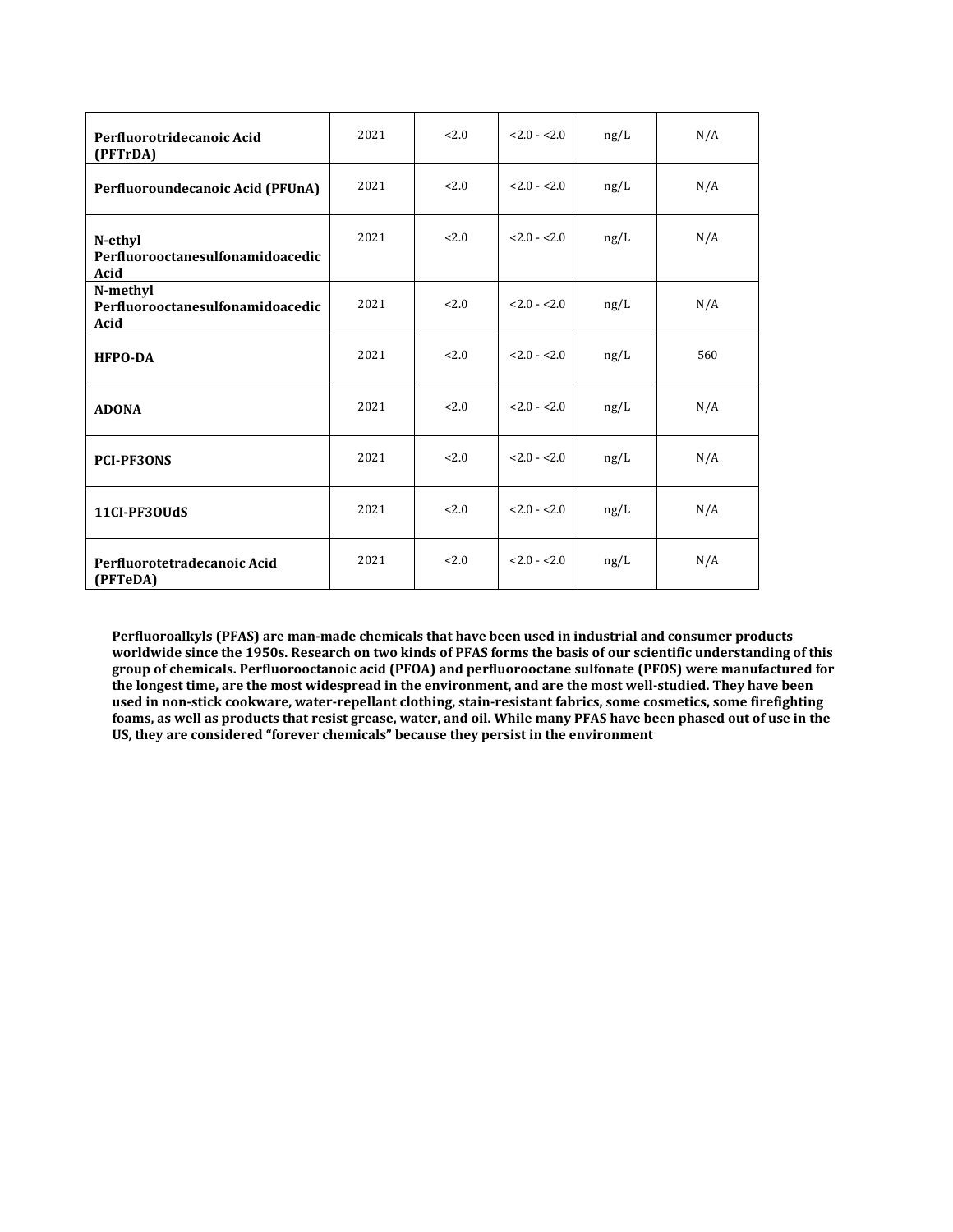| | | | | | |
|---|---|---|---|---|---|
| **Perfluorotridecanoic Acid (PFTrDA)** | 2021 | <2.0 | <2.0 - <2.0 | ng/L | N/A |
| **Perfluoroundecanoic Acid (PFUnA)** | 2021 | <2.0 | <2.0 - <2.0 | ng/L | N/A |
| **N-ethyl Perfluorooctanesulfonamidoacedic Acid** | 2021 | <2.0 | <2.0 - <2.0 | ng/L | N/A |
| **N-methyl Perfluorooctanesulfonamidoacedic Acid** | 2021 | <2.0 | <2.0 - <2.0 | ng/L | N/A |
| **HFPO-DA** | 2021 | <2.0 | <2.0 - <2.0 | ng/L | 560 |
| **ADONA** | 2021 | <2.0 | <2.0 - <2.0 | ng/L | N/A |
| **PCI-PF3ONS** | 2021 | <2.0 | <2.0 - <2.0 | ng/L | N/A |
| **11CI-PF3OUdS** | 2021 | <2.0 | <2.0 - <2.0 | ng/L | N/A |
| **Perfluorotetradecanoic Acid (PFTeDA)** | 2021 | <2.0 | <2.0 - <2.0 | ng/L | N/A |

**Perfluoroalkyls (PFAS) are man-made chemicals that have been used in industrial and consumer products worldwide since the 1950s. Research on two kinds of PFAS forms the basis of our scientific understanding of this group of chemicals. Perfluorooctanoic acid (PFOA) and perfluorooctane sulfonate (PFOS) were manufactured for the longest time, are the most widespread in the environment, and are the most well-studied. They have been used in non-stick cookware, water-repellant clothing, stain-resistant fabrics, some cosmetics, some firefighting foams, as well as products that resist grease, water, and oil. While many PFAS have been phased out of use in the US, they are considered "forever chemicals" because they persist in the environment**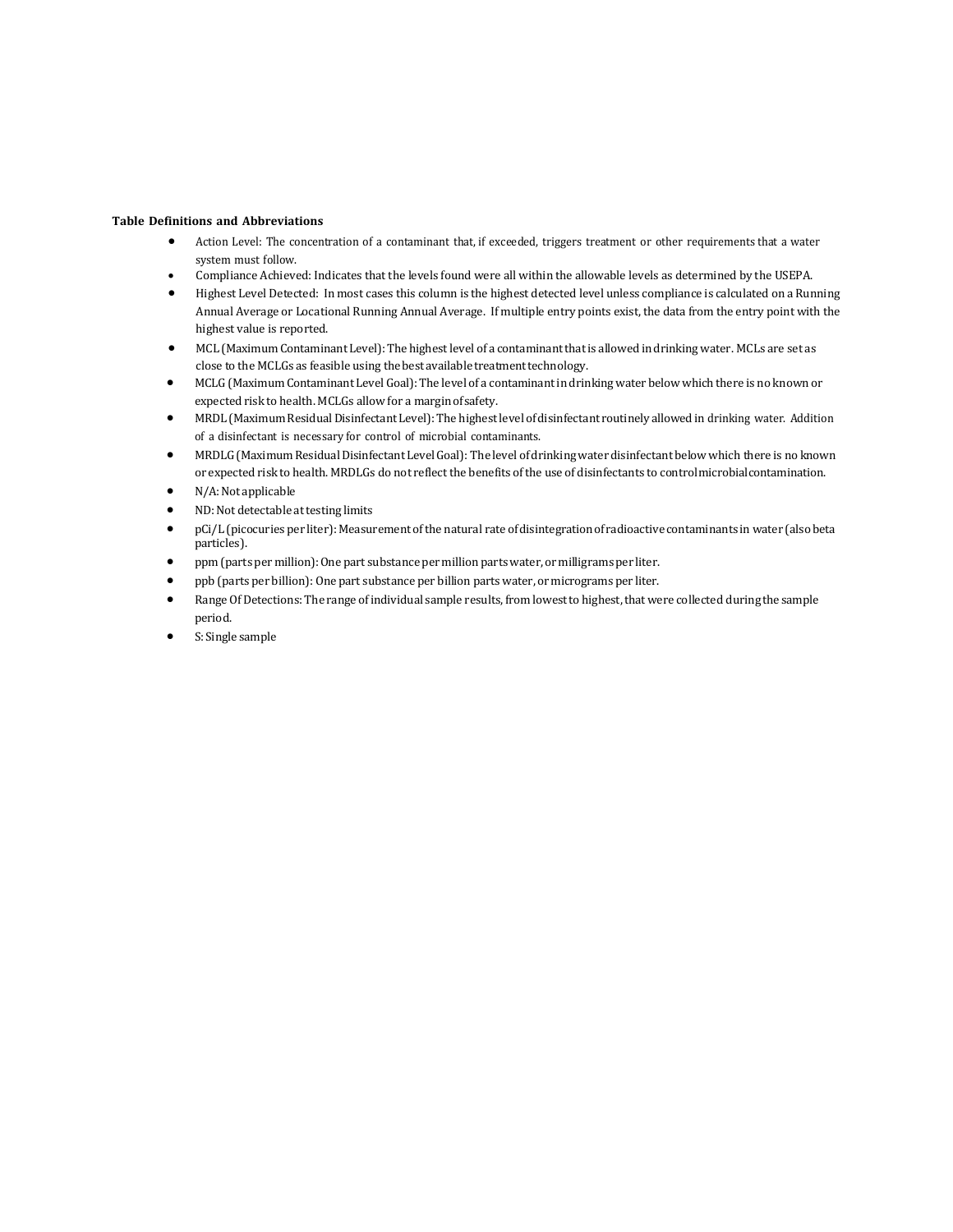**Table Definitions and Abbreviations**

- Action Level: The concentration of a contaminant that, if exceeded, triggers treatment or other requirements that a water system must follow.
- Compliance Achieved: Indicates that the levels found were all within the allowable levels as determined by the USEPA.
- Highest Level Detected: In most cases this column is the highest detected level unless compliance is calculated on a Running Annual Average or Locational Running Annual Average. If multiple entry points exist, the data from the entry point with the highest value is reported.
- MCL (Maximum Contaminant Level): The highest level of a contaminant that is allowed in drinking water. MCLs are set as close to the MCLGs as feasible using the best available treatment technology.
- MCLG (Maximum Contaminant Level Goal): The level of a contaminant in drinking water below which there is no known or expected risk to health. MCLGs allow for a margin of safety.
- MRDL (Maximum Residual Disinfectant Level): The highest level of disinfectant routinely allowed in drinking water. Addition of a disinfectant is necessary for control of microbial contaminants.
- MRDLG (Maximum Residual Disinfectant Level Goal): The level of drinking water disinfectant below which there is no known or expected risk to health. MRDLGs do not reflect the benefits of the use of disinfectants to control microbial contamination.
- N/A: Not applicable
- ND: Not detectable at testing limits
- pCi/L (picocuries per liter): Measurement of the natural rate of disintegration of radioactive contaminants in water (also beta particles).
- ppm (parts per million): One part substance per million parts water, or milligrams per liter.
- ppb (parts per billion): One part substance per billion parts water, or micrograms per liter.
- Range Of Detections: The range of individual sample results, from lowest to highest, that were collected during the sample period.
- S: Single sample